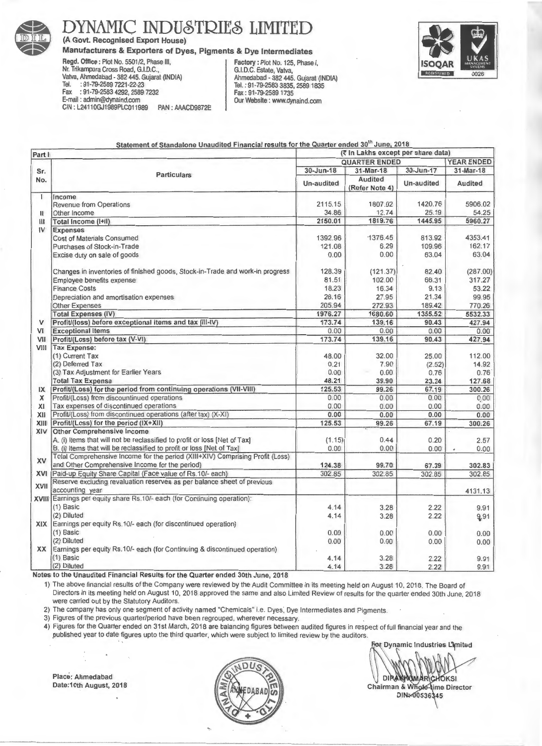# DYNAMIC INDUSTRIES LIMITED

**(A Govt. Recognised Export House)**

**Manufacturers & Exporters of Dyes, Pigments & Dye Intermediates**

**Regd. Office :** Plot No. 5501/2, Phase III, Nr. Trikampura Cross Road, G.I.D.C., Vatva, Ahmedabad - 382 445. Gujarat (INDIA)
Tel. : 91-79-2589 7221-22-23
Fax : 91-79-2583 4292, 2589 7232
E-mail : admin@dynaind.com
CIN : L24110GJ1989PLC011989 PAN : AAACD9872E

**Factory :** Plot No. 125, Phase I, G.I.D.C. Estate, Vatva, Ahmedabad - 382 445. Gujarat (INDIA)
Tel. : 91-79-2583 3835, 2589 1835
Fax : 91-79-2589 1735
Our Website : www.dynaind.com

ISOQAR REGISTERED | UKAS MANAGEMENT SYSTEMS 0026

## Statement of Standalone Unaudited Financial results for the Quarter ended 30th June, 2018

| Part I | | (₹ In Lakhs except per share data) | | | |
|---|---|---|---|---|---|
| | | QUARTER ENDED | | | YEAR ENDED |
| Sr. No. | Particulars | 30-Jun-18 | 31-Mar-18 | 30-Jun-17 | 31-Mar-18 |
| | | Un-audited | Audited (Refer Note 4) | Un-audited | Audited |
| I | Income | | | | |
| | Revenue from Operations | 2115.15 | 1807.02 | 1420.76 | 5906.02 |
| II | Other Income | 34.86 | 12.74 | 25.19 | 54.25 |
| III | Total Income (I+II) | 2150.01 | 1819.76 | 1445.95 | 5960.27 |
| IV | Expenses | | | | |
| | Cost of Materials Consumed | 1392.96 | 1376.45 | 813.92 | 4353.41 |
| | Purchases of Stock-in-Trade | 121.08 | 6.29 | 109.96 | 162.17 |
| | Excise duty on sale of goods | 0.00 | 0.00 | 63.04 | 63.04 |
| | Changes in inventories of finished goods, Stock-in-Trade and work-in progress | 128.39 | (121.37) | 82.40 | (287.00) |
| | Employee benefits expense | 81.51 | 102.00 | 66.31 | 317.27 |
| | Finance Costs | 18.23 | 16.34 | 9.13 | 53.22 |
| | Depreciation and amortisation expenses | 28.16 | 27.95 | 21.34 | 99.95 |
| | Other Expenses | 205.94 | 272.93 | 189.42 | 770.26 |
| | Total Expenses (IV) | 1976.27 | 1680.60 | 1355.52 | 5532.33 |
| V | Profit/(loss) before exceptional items and tax (III-IV) | 173.74 | 139.16 | 90.43 | 427.94 |
| VI | Exceptional Items | 0.00 | 0.00 | 0.00 | 0.00 |
| VII | Profit/(Loss) before tax (V-VI) | 173.74 | 139.16 | 90.43 | 427.94 |
| VIII | Tax Expense: | | | | |
| | (1) Current Tax | 48.00 | 32.00 | 25.00 | 112.00 |
| | (2) Deferred Tax | 0.21 | 7.90 | (2.52) | 14.92 |
| | (3) Tax Adjustment for Earlier Years | 0.00 | 0.00 | 0.76 | 0.76 |
| | Total Tax Expense | 48.21 | 39.90 | 23.24 | 127.68 |
| IX | Profit/(Loss) for the period from continuing operations (VII-VIII) | 125.53 | 99.26 | 67.19 | 300.26 |
| X | Profit/(Loss) from discountinued operations | 0.00 | 0.00 | 0.00 | 0.00 |
| XI | Tax expenses of discontinued operations | 0.00 | 0.00 | 0.00 | 0.00 |
| XII | Profit/(Loss) from discontinued operations (after tax) (X-XI) | 0.00 | 0.00 | 0.00 | 0.00 |
| XIII | Profit/(Loss) for the period (IX+XII) | 125.53 | 99.26 | 67.19 | 300.26 |
| XIV | Other Comprehensive Income | | | | |
| | A. (i) Items that will not be reclassified to profit or loss [Net of Tax] | (1.15) | 0.44 | 0.20 | 2.57 |
| | B. (i) Items that will be reclassified to profit or loss [Net of Tax] | 0.00 | 0.00 | 0.00 | 0.00 |
| XV | Total Comprehensive Income for the period (XIII+XIV) Comprising Profit (Loss) and Other Comprehensive Income for the period) | 124.38 | 99.70 | 67.39 | 302.83 |
| XVI | Paid-up Equity Share Capital (Face value of Rs.10/- each) | 302.85 | 302.85 | 302.85 | 302.85 |
| XVII | Reserve excluding revaluation reserves as per balance sheet of previous accounting year | | | | 4131.13 |
| XVIII | Earnings per equity share Rs.10/- each (for Continuing operation): | | | | |
| | (1) Basic | 4.14 | 3.28 | 2.22 | 9.91 |
| | (2) Diluted | 4.14 | 3.28 | 2.22 | 9.91 |
| XIX | Earnings per equity Rs.10/- each (for discontinued operation) | | | | |
| | (1) Basic | 0.00 | 0.00 | 0.00 | 0.00 |
| | (2) Diluted | 0.00 | 0.00 | 0.00 | 0.00 |
| XX | Earnings per equity Rs.10/- each (for Continuing & discontinued operation) | | | | |
| | (1) Basic | 4.14 | 3.28 | 2.22 | 9.91 |
| | (2) Diluted | 4.14 | 3.28 | 2.22 | 9.91 |

**Notes to the Unaudited Financial Results for the Quarter ended 30th June, 2018**

1) The above financial results of the Company were reviewed by the Audit Committee in its meeting held on August 10, 2018. The Board of Directors in its meeting held on August 10, 2018 approved the same and also Limited Review of results for the quarter ended 30th June, 2018 were carried out by the Statutory Auditors.
2) The company has only one segment of activity named "Chemicals" i.e. Dyes, Dye Intermediates and Pigments.
3) Figures of the previous quarter/period have been regrouped, wherever necessary.
4) Figures for the Quarter ended on 31st March, 2018 are balancing figures between audited figures in respect of full financial year and the published year to date figures upto the third quarter, which were subject to limited review by the auditors.

For Dynamic Industries Limited

DIPAKKUMAR CHOKSI
Chairman & Whole-time Director
DIN:-00536345

Place: Ahmedabad
Date:10th August, 2018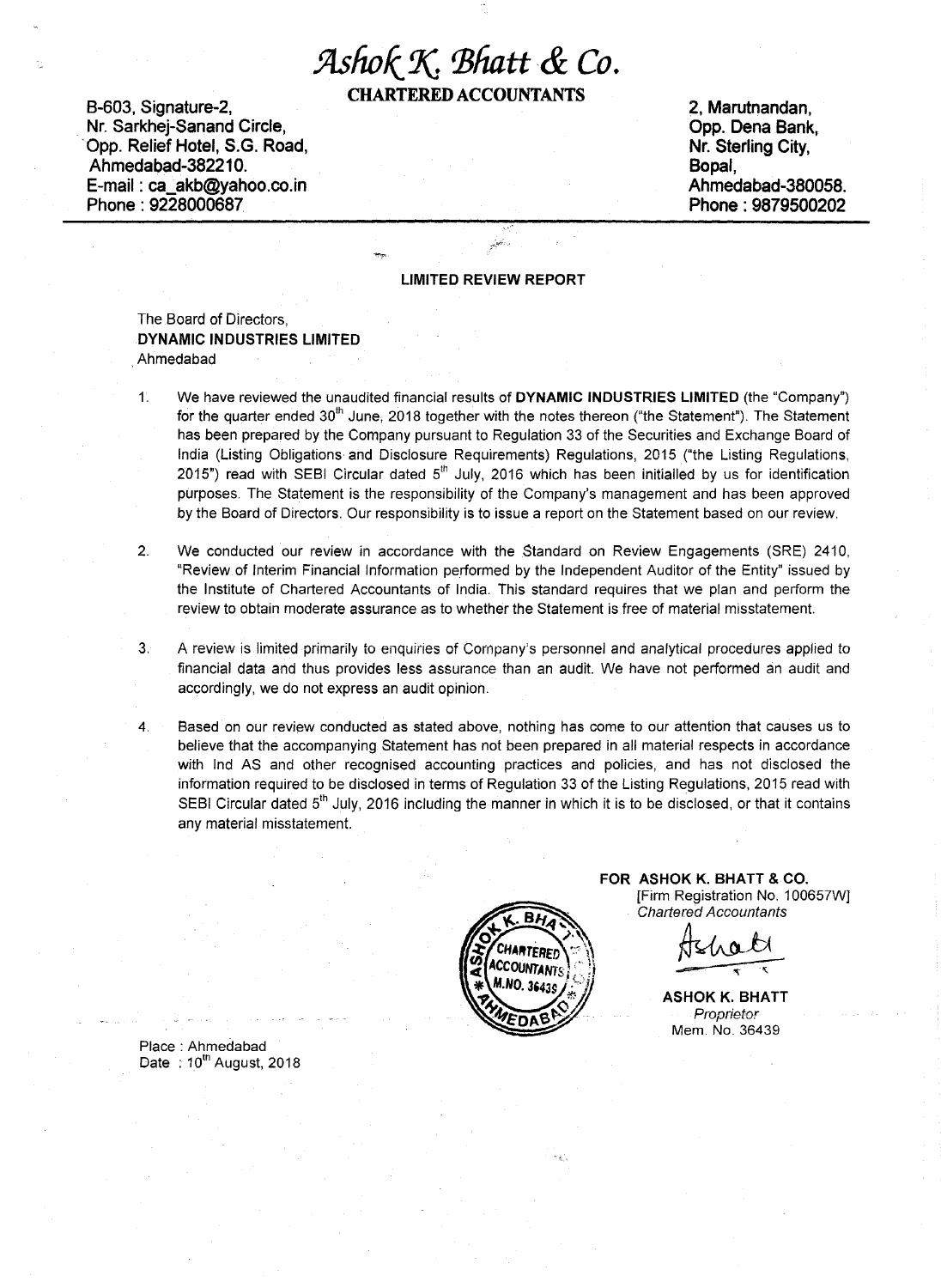# *Ashok K. Bhatt & Co.*

**CHARTERED ACCOUNTANTS**

B-603, Signature-2,
Nr. Sarkhej-Sanand Circle,
Opp. Relief Hotel, S.G. Road,
Ahmedabad-382210.
E-mail : ca_akb@yahoo.co.in
Phone : 9228000687

2, Marutnandan,
Opp. Dena Bank,
Nr. Sterling City,
Bopal,
Ahmedabad-380058.
Phone : 9879500202

## LIMITED REVIEW REPORT

The Board of Directors,
**DYNAMIC INDUSTRIES LIMITED**
Ahmedabad

1. We have reviewed the unaudited financial results of **DYNAMIC INDUSTRIES LIMITED** (the "Company") for the quarter ended 30th June, 2018 together with the notes thereon ("the Statement"). The Statement has been prepared by the Company pursuant to Regulation 33 of the Securities and Exchange Board of India (Listing Obligations and Disclosure Requirements) Regulations, 2015 ("the Listing Regulations, 2015") read with SEBI Circular dated 5th July, 2016 which has been initialled by us for identification purposes. The Statement is the responsibility of the Company's management and has been approved by the Board of Directors. Our responsibility is to issue a report on the Statement based on our review.

2. We conducted our review in accordance with the Standard on Review Engagements (SRE) 2410, "Review of Interim Financial Information performed by the Independent Auditor of the Entity" issued by the Institute of Chartered Accountants of India. This standard requires that we plan and perform the review to obtain moderate assurance as to whether the Statement is free of material misstatement.

3. A review is limited primarily to enquiries of Company's personnel and analytical procedures applied to financial data and thus provides less assurance than an audit. We have not performed an audit and accordingly, we do not express an audit opinion.

4. Based on our review conducted as stated above, nothing has come to our attention that causes us to believe that the accompanying Statement has not been prepared in all material respects in accordance with Ind AS and other recognised accounting practices and policies, and has not disclosed the information required to be disclosed in terms of Regulation 33 of the Listing Regulations, 2015 read with SEBI Circular dated 5th July, 2016 including the manner in which it is to be disclosed, or that it contains any material misstatement.

**FOR ASHOK K. BHATT & CO.**
[Firm Registration No. 100657W]
*Chartered Accountants*

**ASHOK K. BHATT**
*Proprietor*
Mem. No. 36439

Place : Ahmedabad
Date : 10th August, 2018